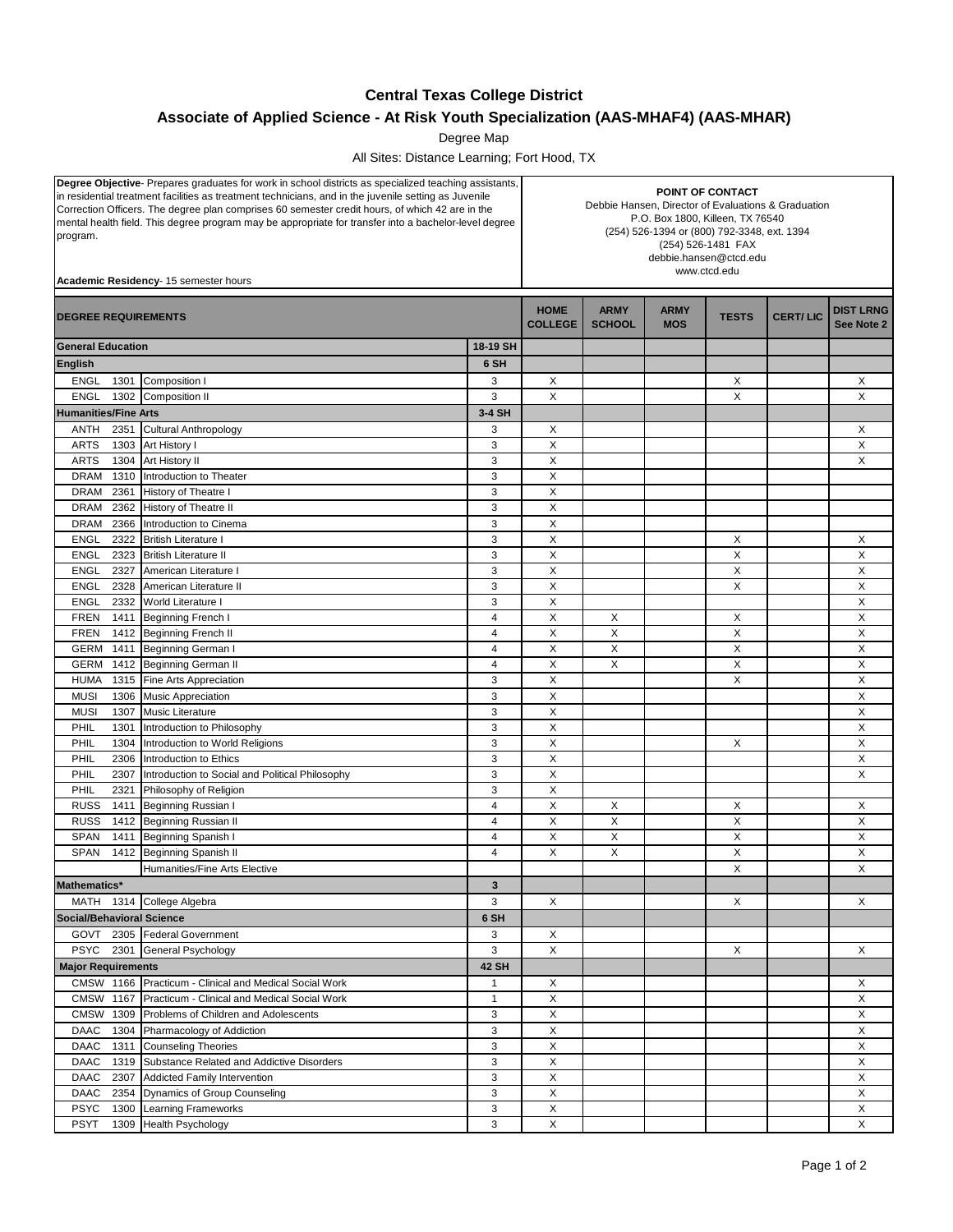# Central Texas College District

## Associate of Applied Science - At Risk Youth Specialization (AAS-MHAF4) (AAS-MHAR)

Degree Map

All Sites: Distance Learning; Fort Hood, TX

**Degree Objective**- Prepares graduates for work in school districts as specialized teaching assistants, in residential treatment facilities as treatment technicians, and in the juvenile setting as Juvenile Correction Officers. The degree plan comprises 60 semester credit hours, of which 42 are in the mental health field. This degree program may be appropriate for transfer into a bachelor-level degree program.

**Academic Residency**- 15 semester hours

**POINT OF CONTACT**
Debbie Hansen, Director of Evaluations & Graduation
P.O. Box 1800, Killeen, TX 76540
(254) 526-1394 or (800) 792-3348, ext. 1394
(254) 526-1481 FAX
debbie.hansen@ctcd.edu
www.ctcd.edu

| DEGREE REQUIREMENTS | | | | HOME COLLEGE | ARMY SCHOOL | ARMY MOS | TESTS | CERT/ LIC | DIST LRNG See Note 2 |
|---|---|---|---|---|---|---|---|---|---|
| **General Education** | | | **18-19 SH** | | | | | | |
| **English** | | | **6 SH** | | | | | | |
| ENGL | 1301 | Composition I | 3 | X | | | X | | X |
| ENGL | 1302 | Composition II | 3 | X | | | X | | X |
| **Humanities/Fine Arts** | | | **3-4 SH** | | | | | | |
| ANTH | 2351 | Cultural Anthropology | 3 | X | | | | | X |
| ARTS | 1303 | Art History I | 3 | X | | | | | X |
| ARTS | 1304 | Art History II | 3 | X | | | | | X |
| DRAM | 1310 | Introduction to Theater | 3 | X | | | | | |
| DRAM | 2361 | History of Theatre I | 3 | X | | | | | |
| DRAM | 2362 | History of Theatre II | 3 | X | | | | | |
| DRAM | 2366 | Introduction to Cinema | 3 | X | | | | | |
| ENGL | 2322 | British Literature I | 3 | X | | | X | | X |
| ENGL | 2323 | British Literature II | 3 | X | | | X | | X |
| ENGL | 2327 | American Literature I | 3 | X | | | X | | X |
| ENGL | 2328 | American Literature II | 3 | X | | | X | | X |
| ENGL | 2332 | World Literature I | 3 | X | | | | | X |
| FREN | 1411 | Beginning French I | 4 | X | X | | X | | X |
| FREN | 1412 | Beginning French II | 4 | X | X | | X | | X |
| GERM | 1411 | Beginning German I | 4 | X | X | | X | | X |
| GERM | 1412 | Beginning German II | 4 | X | X | | X | | X |
| HUMA | 1315 | Fine Arts Appreciation | 3 | X | | | X | | X |
| MUSI | 1306 | Music Appreciation | 3 | X | | | | | X |
| MUSI | 1307 | Music Literature | 3 | X | | | | | X |
| PHIL | 1301 | Introduction to Philosophy | 3 | X | | | | | X |
| PHIL | 1304 | Introduction to World Religions | 3 | X | | | X | | X |
| PHIL | 2306 | Introduction to Ethics | 3 | X | | | | | X |
| PHIL | 2307 | Introduction to Social and Political Philosophy | 3 | X | | | | | X |
| PHIL | 2321 | Philosophy of Religion | 3 | X | | | | | |
| RUSS | 1411 | Beginning Russian I | 4 | X | X | | X | | X |
| RUSS | 1412 | Beginning Russian II | 4 | X | X | | X | | X |
| SPAN | 1411 | Beginning Spanish I | 4 | X | X | | X | | X |
| SPAN | 1412 | Beginning Spanish II | 4 | X | X | | X | | X |
| | | Humanities/Fine Arts Elective | | | | | X | | X |
| **Mathematics*** | | | **3** | | | | | | |
| MATH | 1314 | College Algebra | 3 | X | | | X | | X |
| **Social/Behavioral Science** | | | **6 SH** | | | | | | |
| GOVT | 2305 | Federal Government | 3 | X | | | | | |
| PSYC | 2301 | General Psychology | 3 | X | | | X | | X |
| **Major Requirements** | | | **42 SH** | | | | | | |
| CMSW | 1166 | Practicum - Clinical and Medical Social Work | 1 | X | | | | | X |
| CMSW | 1167 | Practicum - Clinical and Medical Social Work | 1 | X | | | | | X |
| CMSW | 1309 | Problems of Children and Adolescents | 3 | X | | | | | X |
| DAAC | 1304 | Pharmacology of Addiction | 3 | X | | | | | X |
| DAAC | 1311 | Counseling Theories | 3 | X | | | | | X |
| DAAC | 1319 | Substance Related and Addictive Disorders | 3 | X | | | | | X |
| DAAC | 2307 | Addicted Family Intervention | 3 | X | | | | | X |
| DAAC | 2354 | Dynamics of Group Counseling | 3 | X | | | | | X |
| PSYC | 1300 | Learning Frameworks | 3 | X | | | | | X |
| PSYT | 1309 | Health Psychology | 3 | X | | | | | X |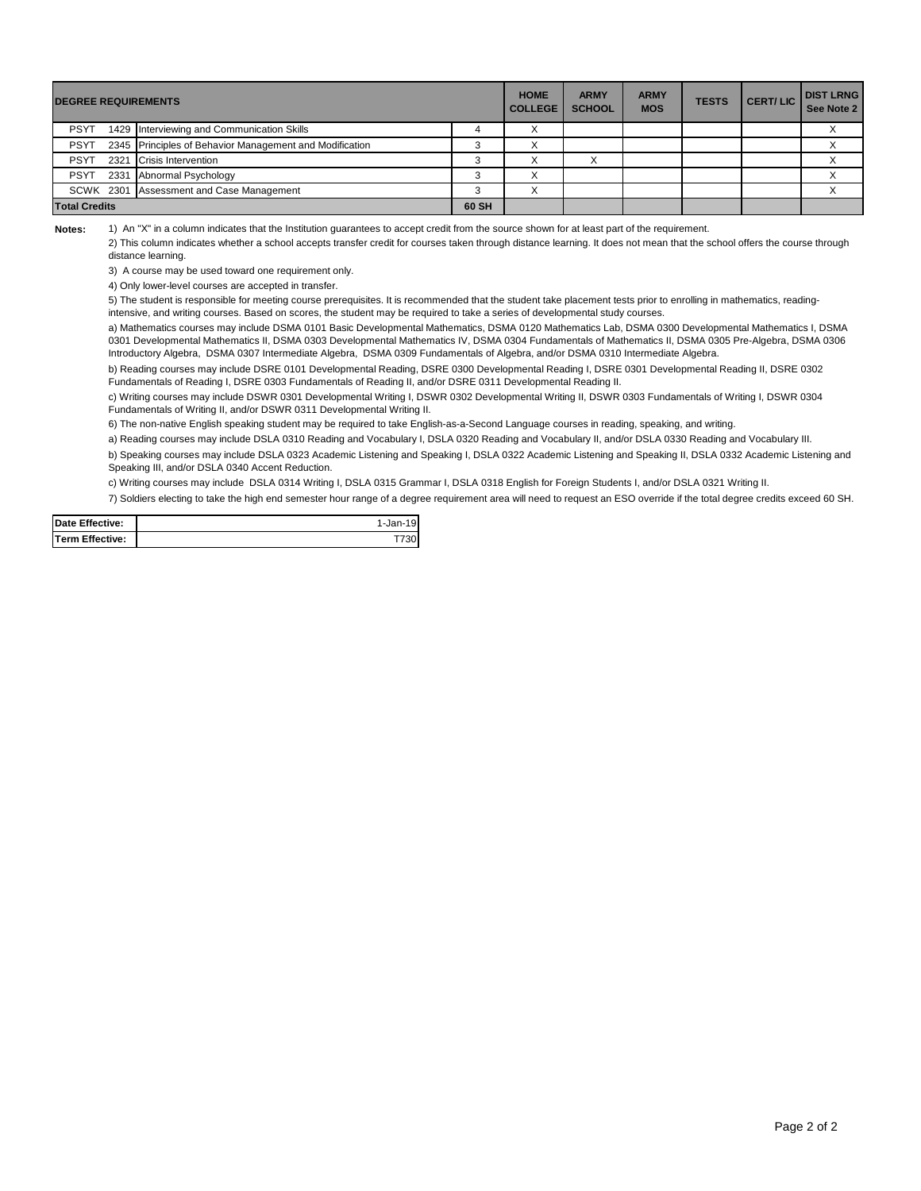| DEGREE REQUIREMENTS | | | HOME COLLEGE | ARMY SCHOOL | ARMY MOS | TESTS | CERT/ LIC | DIST LRNG See Note 2 |
|---|---|---|---|---|---|---|---|---|
| PSYT 1429 | Interviewing and Communication Skills | 4 | X | | | | | X |
| PSYT 2345 | Principles of Behavior Management and Modification | 3 | X | | | | | X |
| PSYT 2321 | Crisis Intervention | 3 | X | X | | | | X |
| PSYT 2331 | Abnormal Psychology | 3 | X | | | | | X |
| SCWK 2301 | Assessment and Case Management | 3 | X | | | | | X |
| **Total Credits** | | **60 SH** | | | | | | |

**Notes:**

1) An "X" in a column indicates that the Institution guarantees to accept credit from the source shown for at least part of the requirement.

2) This column indicates whether a school accepts transfer credit for courses taken through distance learning. It does not mean that the school offers the course through distance learning.

3) A course may be used toward one requirement only.

4) Only lower-level courses are accepted in transfer.

5) The student is responsible for meeting course prerequisites. It is recommended that the student take placement tests prior to enrolling in mathematics, reading-intensive, and writing courses. Based on scores, the student may be required to take a series of developmental study courses.

a) Mathematics courses may include DSMA 0101 Basic Developmental Mathematics, DSMA 0120 Mathematics Lab, DSMA 0300 Developmental Mathematics I, DSMA 0301 Developmental Mathematics II, DSMA 0303 Developmental Mathematics IV, DSMA 0304 Fundamentals of Mathematics II, DSMA 0305 Pre-Algebra, DSMA 0306 Introductory Algebra, DSMA 0307 Intermediate Algebra, DSMA 0309 Fundamentals of Algebra, and/or DSMA 0310 Intermediate Algebra.

b) Reading courses may include DSRE 0101 Developmental Reading, DSRE 0300 Developmental Reading I, DSRE 0301 Developmental Reading II, DSRE 0302 Fundamentals of Reading I, DSRE 0303 Fundamentals of Reading II, and/or DSRE 0311 Developmental Reading II.

c) Writing courses may include DSWR 0301 Developmental Writing I, DSWR 0302 Developmental Writing II, DSWR 0303 Fundamentals of Writing I, DSWR 0304 Fundamentals of Writing II, and/or DSWR 0311 Developmental Writing II.

6) The non-native English speaking student may be required to take English-as-a-Second Language courses in reading, speaking, and writing.

a) Reading courses may include DSLA 0310 Reading and Vocabulary I, DSLA 0320 Reading and Vocabulary II, and/or DSLA 0330 Reading and Vocabulary III.

b) Speaking courses may include DSLA 0323 Academic Listening and Speaking I, DSLA 0322 Academic Listening and Speaking II, DSLA 0332 Academic Listening and Speaking III, and/or DSLA 0340 Accent Reduction.

c) Writing courses may include DSLA 0314 Writing I, DSLA 0315 Grammar I, DSLA 0318 English for Foreign Students I, and/or DSLA 0321 Writing II.

7) Soldiers electing to take the high end semester hour range of a degree requirement area will need to request an ESO override if the total degree credits exceed 60 SH.

| | |
|---|---|
| **Date Effective:** | 1-Jan-19 |
| **Term Effective:** | T730 |